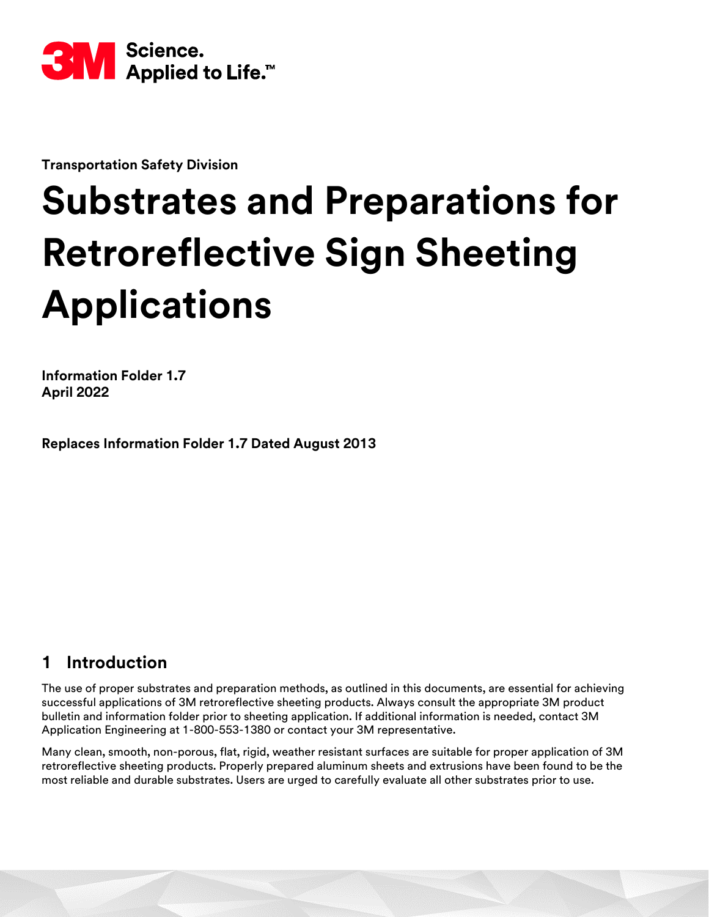Science. Applied to Life.™

**Transportation Safety Division**

# Substrates and Preparations for Retroreflective Sign Sheeting Applications

**Information Folder 1.7**
**April 2022**

**Replaces Information Folder 1.7 Dated August 2013**

## 1 Introduction

The use of proper substrates and preparation methods, as outlined in this documents, are essential for achieving successful applications of 3M retroreflective sheeting products. Always consult the appropriate 3M product bulletin and information folder prior to sheeting application. If additional information is needed, contact 3M Application Engineering at 1-800-553-1380 or contact your 3M representative.

Many clean, smooth, non-porous, flat, rigid, weather resistant surfaces are suitable for proper application of 3M retroreflective sheeting products. Properly prepared aluminum sheets and extrusions have been found to be the most reliable and durable substrates. Users are urged to carefully evaluate all other substrates prior to use.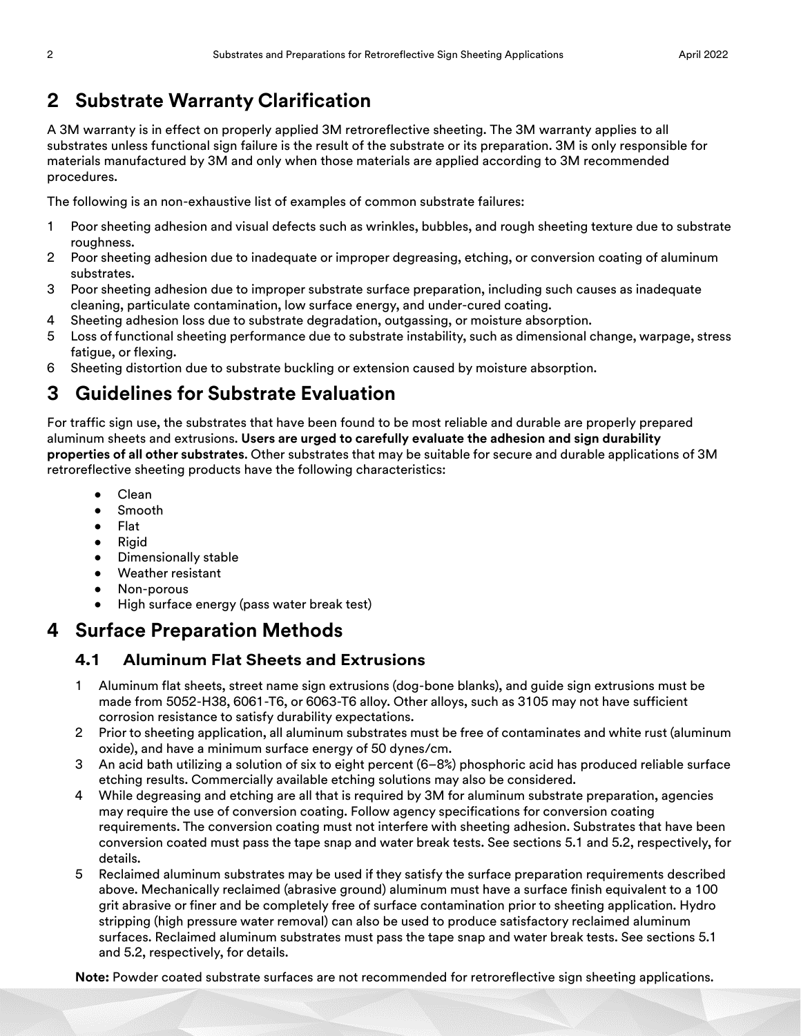## 2 Substrate Warranty Clarification

A 3M warranty is in effect on properly applied 3M retroreflective sheeting. The 3M warranty applies to all substrates unless functional sign failure is the result of the substrate or its preparation. 3M is only responsible for materials manufactured by 3M and only when those materials are applied according to 3M recommended procedures.

The following is an non-exhaustive list of examples of common substrate failures:

1. Poor sheeting adhesion and visual defects such as wrinkles, bubbles, and rough sheeting texture due to substrate roughness.
2. Poor sheeting adhesion due to inadequate or improper degreasing, etching, or conversion coating of aluminum substrates.
3. Poor sheeting adhesion due to improper substrate surface preparation, including such causes as inadequate cleaning, particulate contamination, low surface energy, and under-cured coating.
4. Sheeting adhesion loss due to substrate degradation, outgassing, or moisture absorption.
5. Loss of functional sheeting performance due to substrate instability, such as dimensional change, warpage, stress fatigue, or flexing.
6. Sheeting distortion due to substrate buckling or extension caused by moisture absorption.

## 3 Guidelines for Substrate Evaluation

For traffic sign use, the substrates that have been found to be most reliable and durable are properly prepared aluminum sheets and extrusions. **Users are urged to carefully evaluate the adhesion and sign durability properties of all other substrates**. Other substrates that may be suitable for secure and durable applications of 3M retroreflective sheeting products have the following characteristics:

- Clean
- Smooth
- Flat
- Rigid
- Dimensionally stable
- Weather resistant
- Non-porous
- High surface energy (pass water break test)

## 4 Surface Preparation Methods

### 4.1 Aluminum Flat Sheets and Extrusions

1. Aluminum flat sheets, street name sign extrusions (dog-bone blanks), and guide sign extrusions must be made from 5052-H38, 6061-T6, or 6063-T6 alloy. Other alloys, such as 3105 may not have sufficient corrosion resistance to satisfy durability expectations.
2. Prior to sheeting application, all aluminum substrates must be free of contaminates and white rust (aluminum oxide), and have a minimum surface energy of 50 dynes/cm.
3. An acid bath utilizing a solution of six to eight percent (6–8%) phosphoric acid has produced reliable surface etching results. Commercially available etching solutions may also be considered.
4. While degreasing and etching are all that is required by 3M for aluminum substrate preparation, agencies may require the use of conversion coating. Follow agency specifications for conversion coating requirements. The conversion coating must not interfere with sheeting adhesion. Substrates that have been conversion coated must pass the tape snap and water break tests. See sections 5.1 and 5.2, respectively, for details.
5. Reclaimed aluminum substrates may be used if they satisfy the surface preparation requirements described above. Mechanically reclaimed (abrasive ground) aluminum must have a surface finish equivalent to a 100 grit abrasive or finer and be completely free of surface contamination prior to sheeting application. Hydro stripping (high pressure water removal) can also be used to produce satisfactory reclaimed aluminum surfaces. Reclaimed aluminum substrates must pass the tape snap and water break tests. See sections 5.1 and 5.2, respectively, for details.

**Note:** Powder coated substrate surfaces are not recommended for retroreflective sign sheeting applications.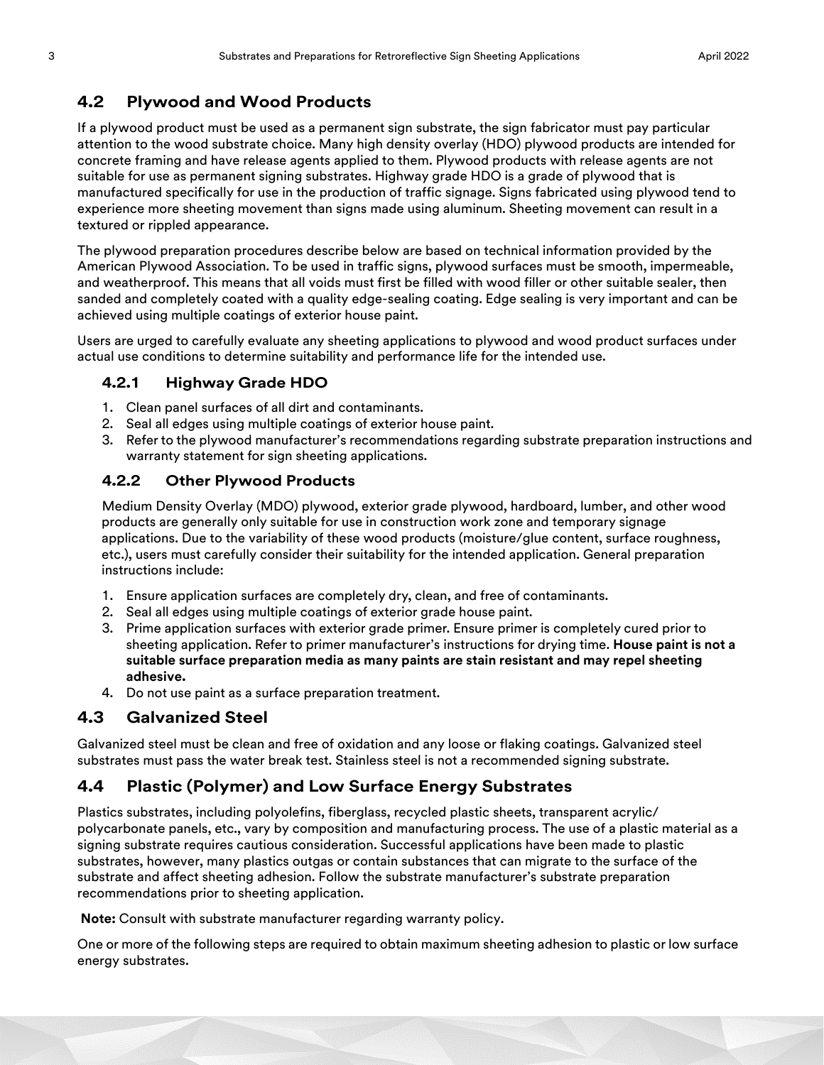## 4.2 Plywood and Wood Products

If a plywood product must be used as a permanent sign substrate, the sign fabricator must pay particular attention to the wood substrate choice. Many high density overlay (HDO) plywood products are intended for concrete framing and have release agents applied to them. Plywood products with release agents are not suitable for use as permanent signing substrates. Highway grade HDO is a grade of plywood that is manufactured specifically for use in the production of traffic signage. Signs fabricated using plywood tend to experience more sheeting movement than signs made using aluminum. Sheeting movement can result in a textured or rippled appearance.

The plywood preparation procedures describe below are based on technical information provided by the American Plywood Association. To be used in traffic signs, plywood surfaces must be smooth, impermeable, and weatherproof. This means that all voids must first be filled with wood filler or other suitable sealer, then sanded and completely coated with a quality edge-sealing coating. Edge sealing is very important and can be achieved using multiple coatings of exterior house paint.

Users are urged to carefully evaluate any sheeting applications to plywood and wood product surfaces under actual use conditions to determine suitability and performance life for the intended use.

### 4.2.1 Highway Grade HDO

1. Clean panel surfaces of all dirt and contaminants.
2. Seal all edges using multiple coatings of exterior house paint.
3. Refer to the plywood manufacturer's recommendations regarding substrate preparation instructions and warranty statement for sign sheeting applications.

### 4.2.2 Other Plywood Products

Medium Density Overlay (MDO) plywood, exterior grade plywood, hardboard, lumber, and other wood products are generally only suitable for use in construction work zone and temporary signage applications. Due to the variability of these wood products (moisture/glue content, surface roughness, etc.), users must carefully consider their suitability for the intended application. General preparation instructions include:

1. Ensure application surfaces are completely dry, clean, and free of contaminants.
2. Seal all edges using multiple coatings of exterior grade house paint.
3. Prime application surfaces with exterior grade primer. Ensure primer is completely cured prior to sheeting application. Refer to primer manufacturer's instructions for drying time. **House paint is not a suitable surface preparation media as many paints are stain resistant and may repel sheeting adhesive.**
4. Do not use paint as a surface preparation treatment.

## 4.3 Galvanized Steel

Galvanized steel must be clean and free of oxidation and any loose or flaking coatings. Galvanized steel substrates must pass the water break test. Stainless steel is not a recommended signing substrate.

## 4.4 Plastic (Polymer) and Low Surface Energy Substrates

Plastics substrates, including polyolefins, fiberglass, recycled plastic sheets, transparent acrylic/polycarbonate panels, etc., vary by composition and manufacturing process. The use of a plastic material as a signing substrate requires cautious consideration. Successful applications have been made to plastic substrates, however, many plastics outgas or contain substances that can migrate to the surface of the substrate and affect sheeting adhesion. Follow the substrate manufacturer's substrate preparation recommendations prior to sheeting application.

**Note:** Consult with substrate manufacturer regarding warranty policy.

One or more of the following steps are required to obtain maximum sheeting adhesion to plastic or low surface energy substrates.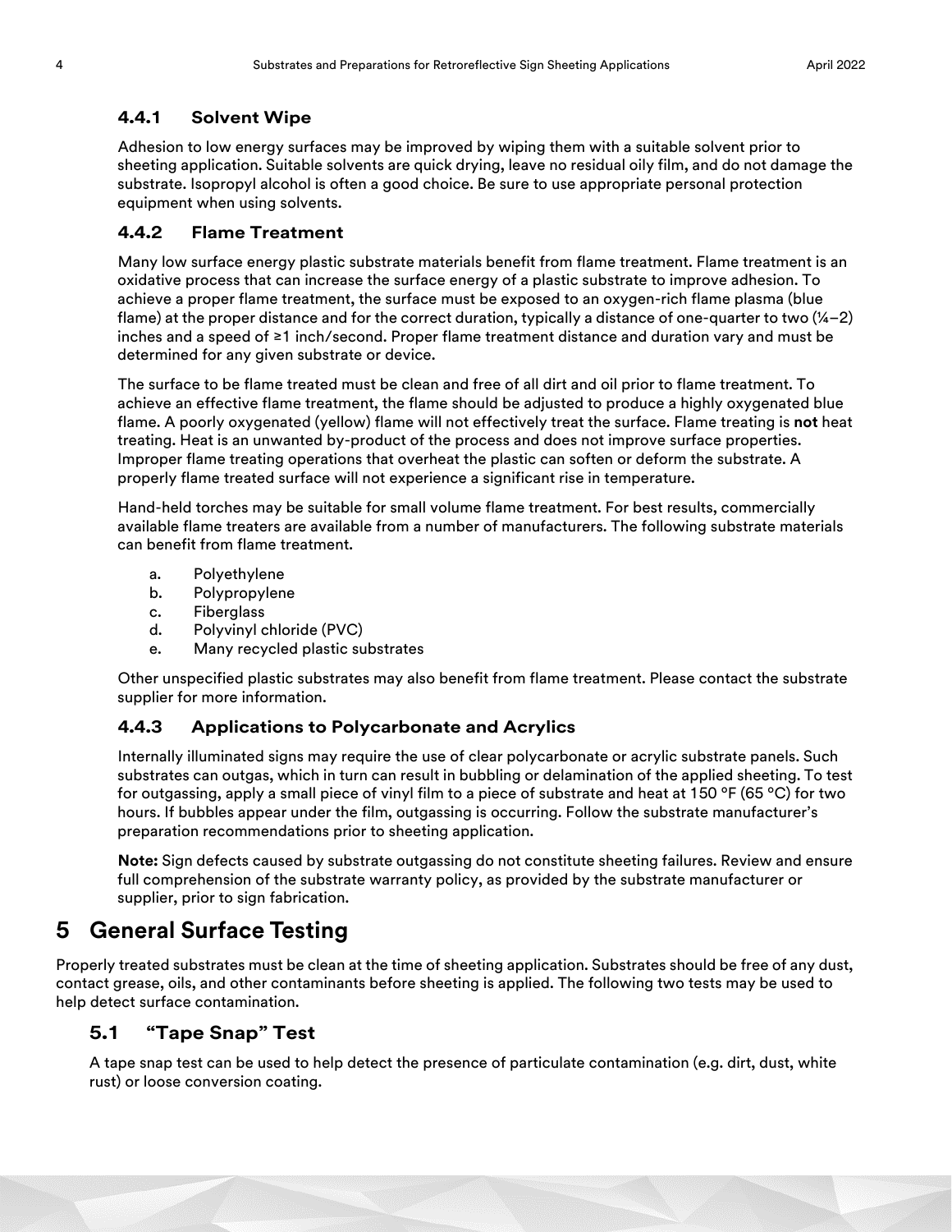#### 4.4.1 Solvent Wipe

Adhesion to low energy surfaces may be improved by wiping them with a suitable solvent prior to sheeting application. Suitable solvents are quick drying, leave no residual oily film, and do not damage the substrate. Isopropyl alcohol is often a good choice. Be sure to use appropriate personal protection equipment when using solvents.

#### 4.4.2 Flame Treatment

Many low surface energy plastic substrate materials benefit from flame treatment. Flame treatment is an oxidative process that can increase the surface energy of a plastic substrate to improve adhesion. To achieve a proper flame treatment, the surface must be exposed to an oxygen-rich flame plasma (blue flame) at the proper distance and for the correct duration, typically a distance of one-quarter to two (¼–2) inches and a speed of ≥1 inch/second. Proper flame treatment distance and duration vary and must be determined for any given substrate or device.

The surface to be flame treated must be clean and free of all dirt and oil prior to flame treatment. To achieve an effective flame treatment, the flame should be adjusted to produce a highly oxygenated blue flame. A poorly oxygenated (yellow) flame will not effectively treat the surface. Flame treating is **not** heat treating. Heat is an unwanted by-product of the process and does not improve surface properties. Improper flame treating operations that overheat the plastic can soften or deform the substrate. A properly flame treated surface will not experience a significant rise in temperature.

Hand-held torches may be suitable for small volume flame treatment. For best results, commercially available flame treaters are available from a number of manufacturers. The following substrate materials can benefit from flame treatment.

a. Polyethylene
b. Polypropylene
c. Fiberglass
d. Polyvinyl chloride (PVC)
e. Many recycled plastic substrates

Other unspecified plastic substrates may also benefit from flame treatment. Please contact the substrate supplier for more information.

#### 4.4.3 Applications to Polycarbonate and Acrylics

Internally illuminated signs may require the use of clear polycarbonate or acrylic substrate panels. Such substrates can outgas, which in turn can result in bubbling or delamination of the applied sheeting. To test for outgassing, apply a small piece of vinyl film to a piece of substrate and heat at 150 °F (65 °C) for two hours. If bubbles appear under the film, outgassing is occurring. Follow the substrate manufacturer's preparation recommendations prior to sheeting application.

**Note:** Sign defects caused by substrate outgassing do not constitute sheeting failures. Review and ensure full comprehension of the substrate warranty policy, as provided by the substrate manufacturer or supplier, prior to sign fabrication.

## 5 General Surface Testing

Properly treated substrates must be clean at the time of sheeting application. Substrates should be free of any dust, contact grease, oils, and other contaminants before sheeting is applied. The following two tests may be used to help detect surface contamination.

### 5.1 "Tape Snap" Test

A tape snap test can be used to help detect the presence of particulate contamination (e.g. dirt, dust, white rust) or loose conversion coating.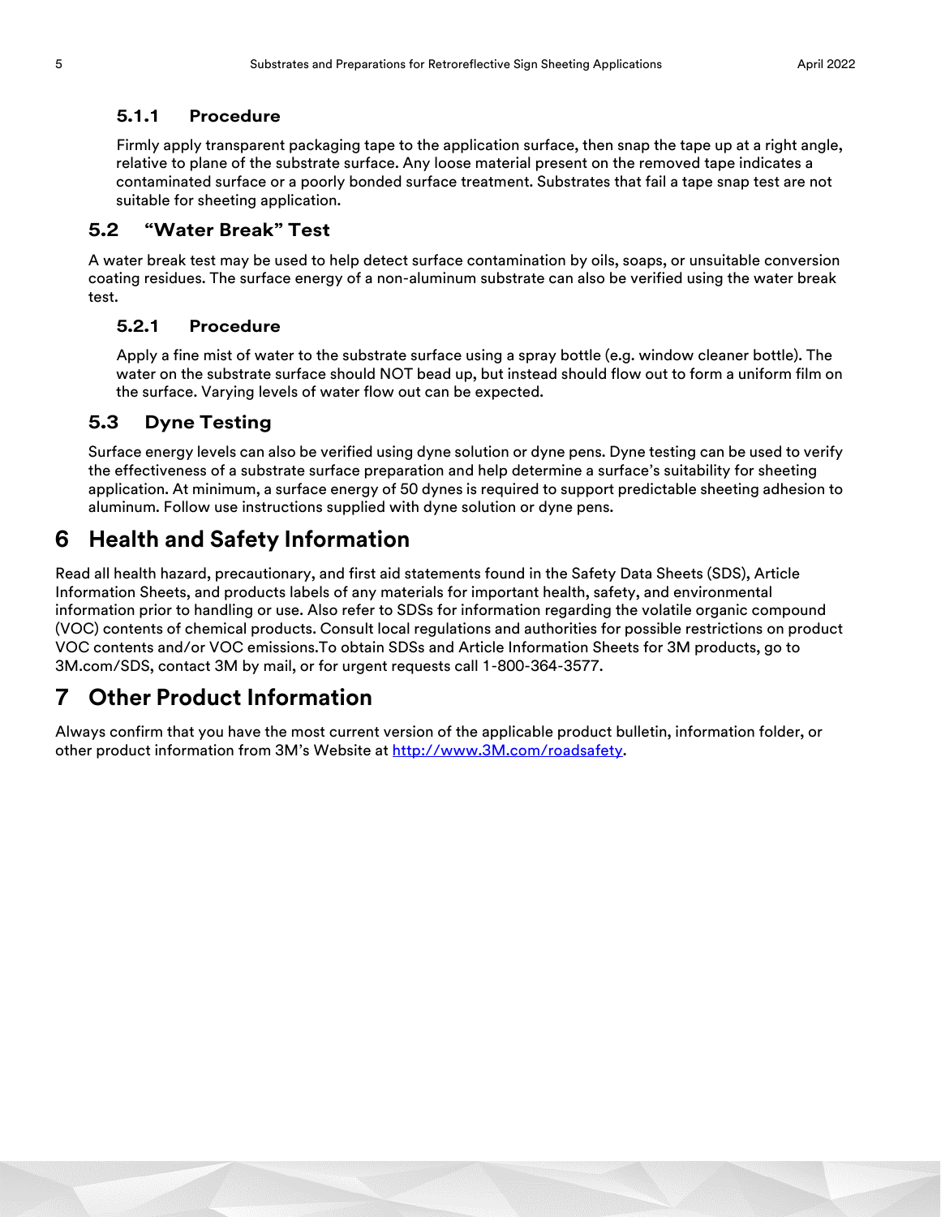### 5.1.1 Procedure

Firmly apply transparent packaging tape to the application surface, then snap the tape up at a right angle, relative to plane of the substrate surface. Any loose material present on the removed tape indicates a contaminated surface or a poorly bonded surface treatment. Substrates that fail a tape snap test are not suitable for sheeting application.

## 5.2 "Water Break" Test

A water break test may be used to help detect surface contamination by oils, soaps, or unsuitable conversion coating residues. The surface energy of a non-aluminum substrate can also be verified using the water break test.

### 5.2.1 Procedure

Apply a fine mist of water to the substrate surface using a spray bottle (e.g. window cleaner bottle). The water on the substrate surface should NOT bead up, but instead should flow out to form a uniform film on the surface. Varying levels of water flow out can be expected.

## 5.3 Dyne Testing

Surface energy levels can also be verified using dyne solution or dyne pens. Dyne testing can be used to verify the effectiveness of a substrate surface preparation and help determine a surface's suitability for sheeting application. At minimum, a surface energy of 50 dynes is required to support predictable sheeting adhesion to aluminum. Follow use instructions supplied with dyne solution or dyne pens.

# 6 Health and Safety Information

Read all health hazard, precautionary, and first aid statements found in the Safety Data Sheets (SDS), Article Information Sheets, and products labels of any materials for important health, safety, and environmental information prior to handling or use. Also refer to SDSs for information regarding the volatile organic compound (VOC) contents of chemical products. Consult local regulations and authorities for possible restrictions on product VOC contents and/or VOC emissions.To obtain SDSs and Article Information Sheets for 3M products, go to 3M.com/SDS, contact 3M by mail, or for urgent requests call 1-800-364-3577.

# 7 Other Product Information

Always confirm that you have the most current version of the applicable product bulletin, information folder, or other product information from 3M's Website at http://www.3M.com/roadsafety.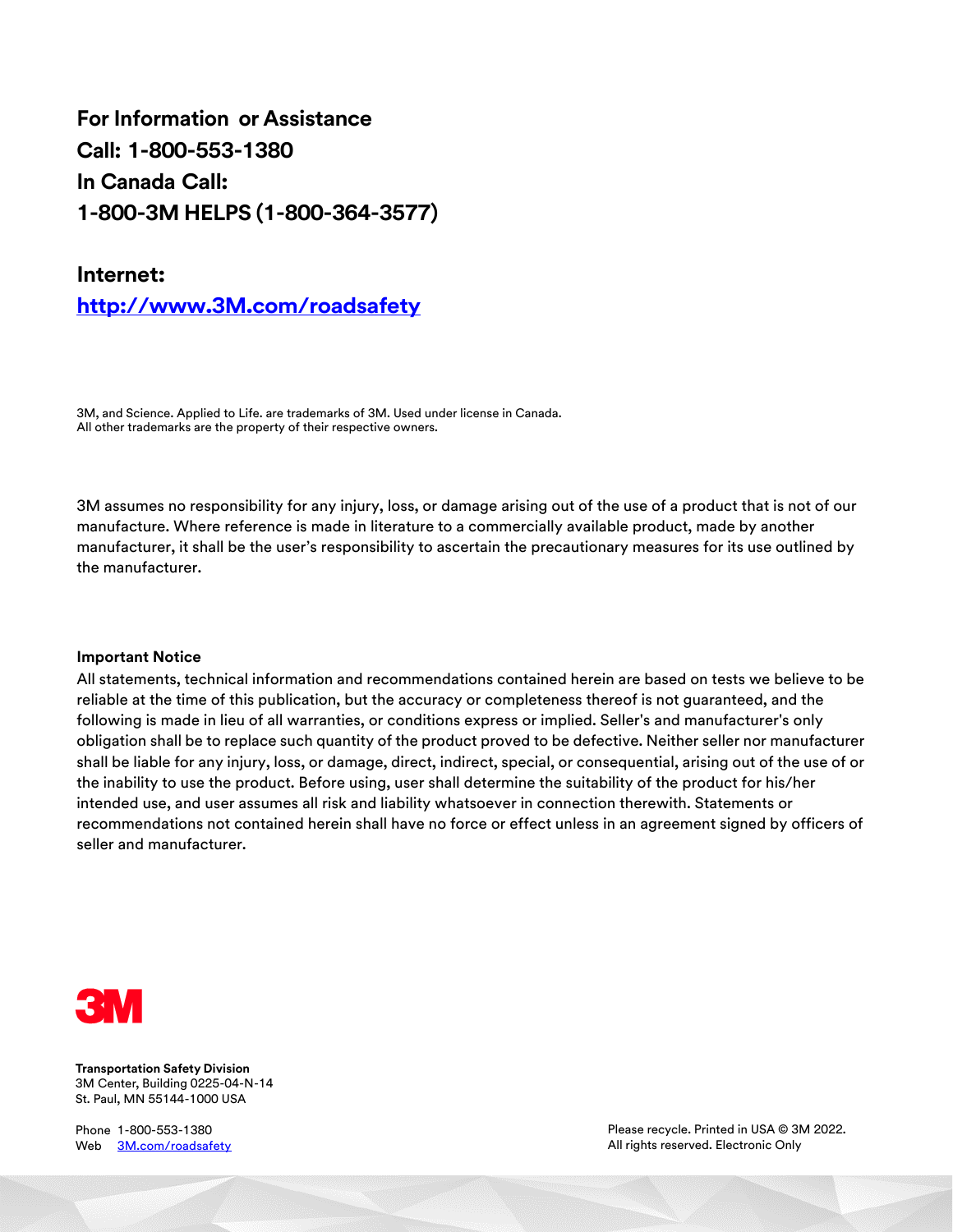**For Information or Assistance**
**Call: 1-800-553-1380**
**In Canada Call:**
**1-800-3M HELPS (1-800-364-3577)**

**Internet:**
**http://www.3M.com/roadsafety**

3M, and Science. Applied to Life. are trademarks of 3M. Used under license in Canada.
All other trademarks are the property of their respective owners.

3M assumes no responsibility for any injury, loss, or damage arising out of the use of a product that is not of our manufacture. Where reference is made in literature to a commercially available product, made by another manufacturer, it shall be the user's responsibility to ascertain the precautionary measures for its use outlined by the manufacturer.

**Important Notice**

All statements, technical information and recommendations contained herein are based on tests we believe to be reliable at the time of this publication, but the accuracy or completeness thereof is not guaranteed, and the following is made in lieu of all warranties, or conditions express or implied. Seller's and manufacturer's only obligation shall be to replace such quantity of the product proved to be defective. Neither seller nor manufacturer shall be liable for any injury, loss, or damage, direct, indirect, special, or consequential, arising out of the use of or the inability to use the product. Before using, user shall determine the suitability of the product for his/her intended use, and user assumes all risk and liability whatsoever in connection therewith. Statements or recommendations not contained herein shall have no force or effect unless in an agreement signed by officers of seller and manufacturer.

3M

**Transportation Safety Division**
3M Center, Building 0225-04-N-14
St. Paul, MN 55144-1000 USA

Phone 1-800-553-1380
Web 3M.com/roadsafety

Please recycle. Printed in USA © 3M 2022.
All rights reserved. Electronic Only